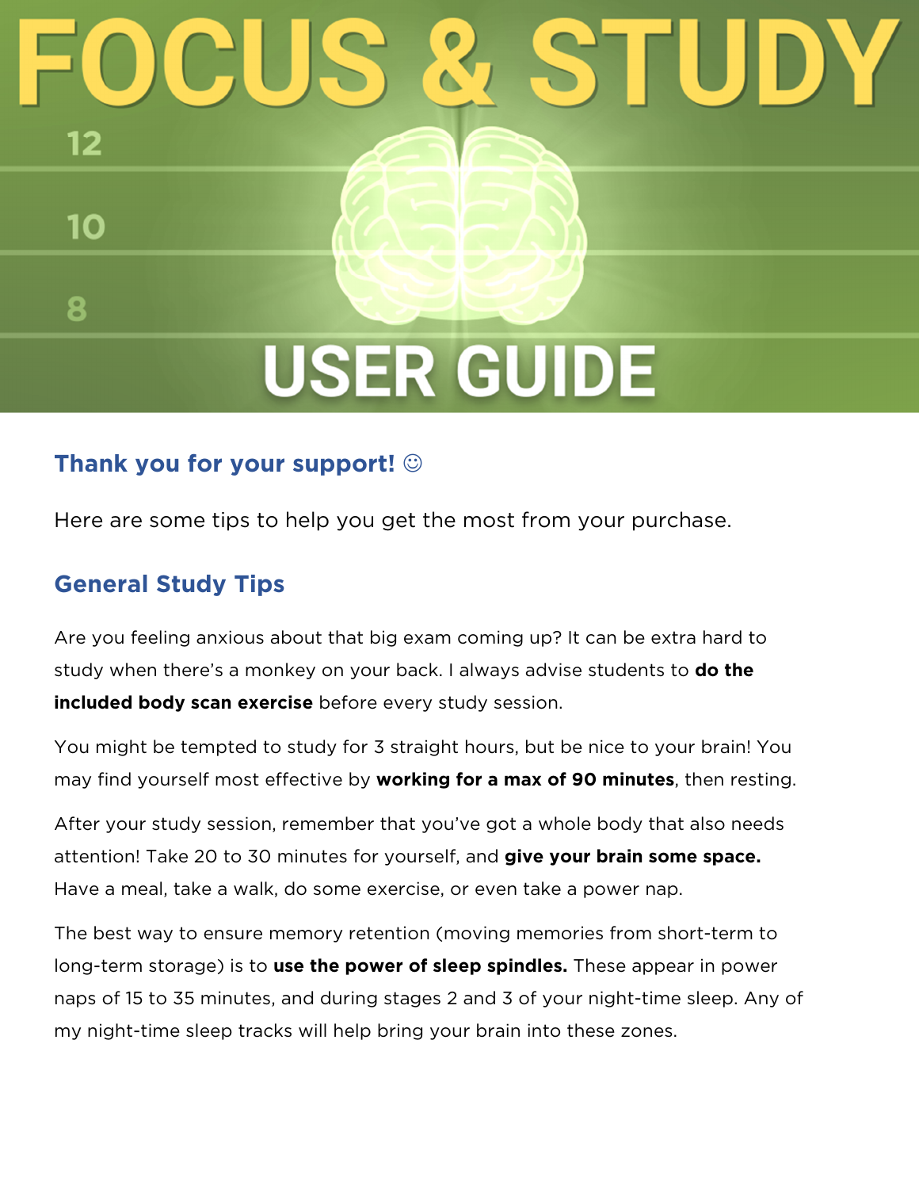# FOCUS & STUDY

# USER GUIDE

## Thank you for your support! ☺

Here are some tips to help you get the most from your purchase.

## General Study Tips

Are you feeling anxious about that big exam coming up? It can be extra hard to study when there's a monkey on your back. I always advise students to **do the included body scan exercise** before every study session.

You might be tempted to study for 3 straight hours, but be nice to your brain! You may find yourself most effective by **working for a max of 90 minutes**, then resting.

After your study session, remember that you've got a whole body that also needs attention! Take 20 to 30 minutes for yourself, and **give your brain some space.** Have a meal, take a walk, do some exercise, or even take a power nap.

The best way to ensure memory retention (moving memories from short-term to long-term storage) is to **use the power of sleep spindles.** These appear in power naps of 15 to 35 minutes, and during stages 2 and 3 of your night-time sleep. Any of my night-time sleep tracks will help bring your brain into these zones.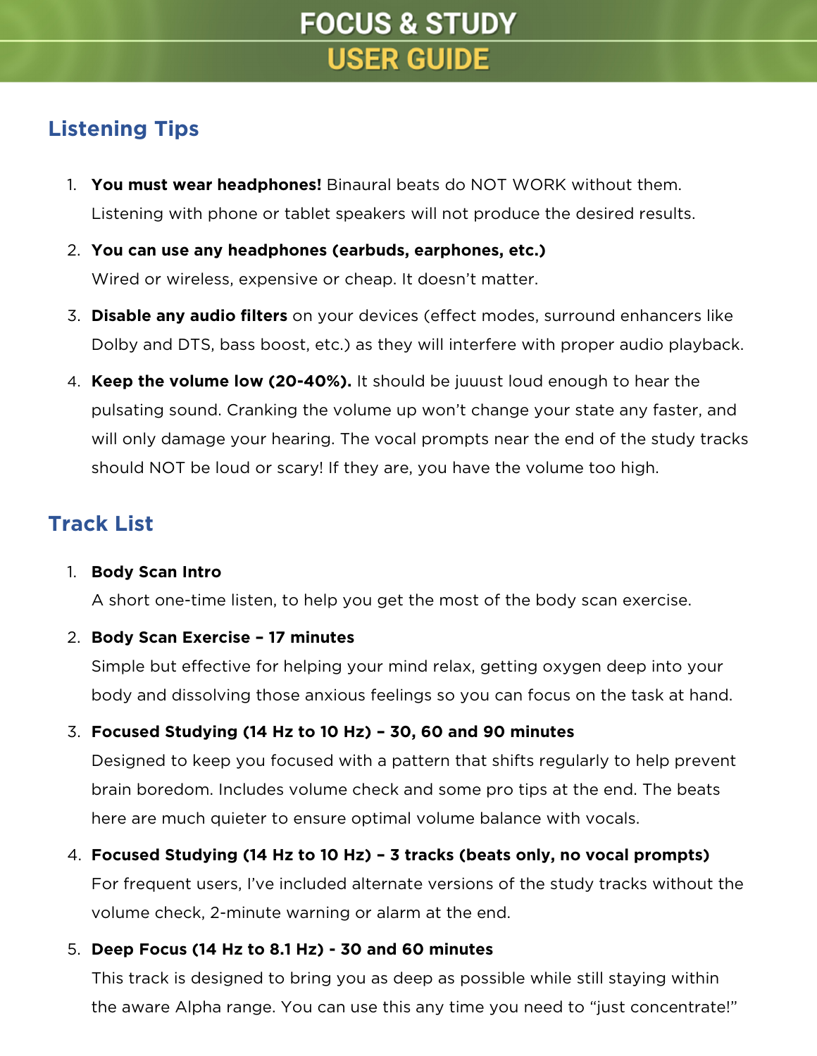# FOCUS & STUDY USER GUIDE

## Listening Tips

1. **You must wear headphones!** Binaural beats do NOT WORK without them. Listening with phone or tablet speakers will not produce the desired results.
2. **You can use any headphones (earbuds, earphones, etc.)** Wired or wireless, expensive or cheap. It doesn't matter.
3. **Disable any audio filters** on your devices (effect modes, surround enhancers like Dolby and DTS, bass boost, etc.) as they will interfere with proper audio playback.
4. **Keep the volume low (20-40%).** It should be juuust loud enough to hear the pulsating sound. Cranking the volume up won't change your state any faster, and will only damage your hearing. The vocal prompts near the end of the study tracks should NOT be loud or scary! If they are, you have the volume too high.

## Track List

1. **Body Scan Intro**
   A short one-time listen, to help you get the most of the body scan exercise.
2. **Body Scan Exercise – 17 minutes**
   Simple but effective for helping your mind relax, getting oxygen deep into your body and dissolving those anxious feelings so you can focus on the task at hand.
3. **Focused Studying (14 Hz to 10 Hz) – 30, 60 and 90 minutes**
   Designed to keep you focused with a pattern that shifts regularly to help prevent brain boredom. Includes volume check and some pro tips at the end. The beats here are much quieter to ensure optimal volume balance with vocals.
4. **Focused Studying (14 Hz to 10 Hz) – 3 tracks (beats only, no vocal prompts)**
   For frequent users, I've included alternate versions of the study tracks without the volume check, 2-minute warning or alarm at the end.
5. **Deep Focus (14 Hz to 8.1 Hz) - 30 and 60 minutes**
   This track is designed to bring you as deep as possible while still staying within the aware Alpha range. You can use this any time you need to "just concentrate!"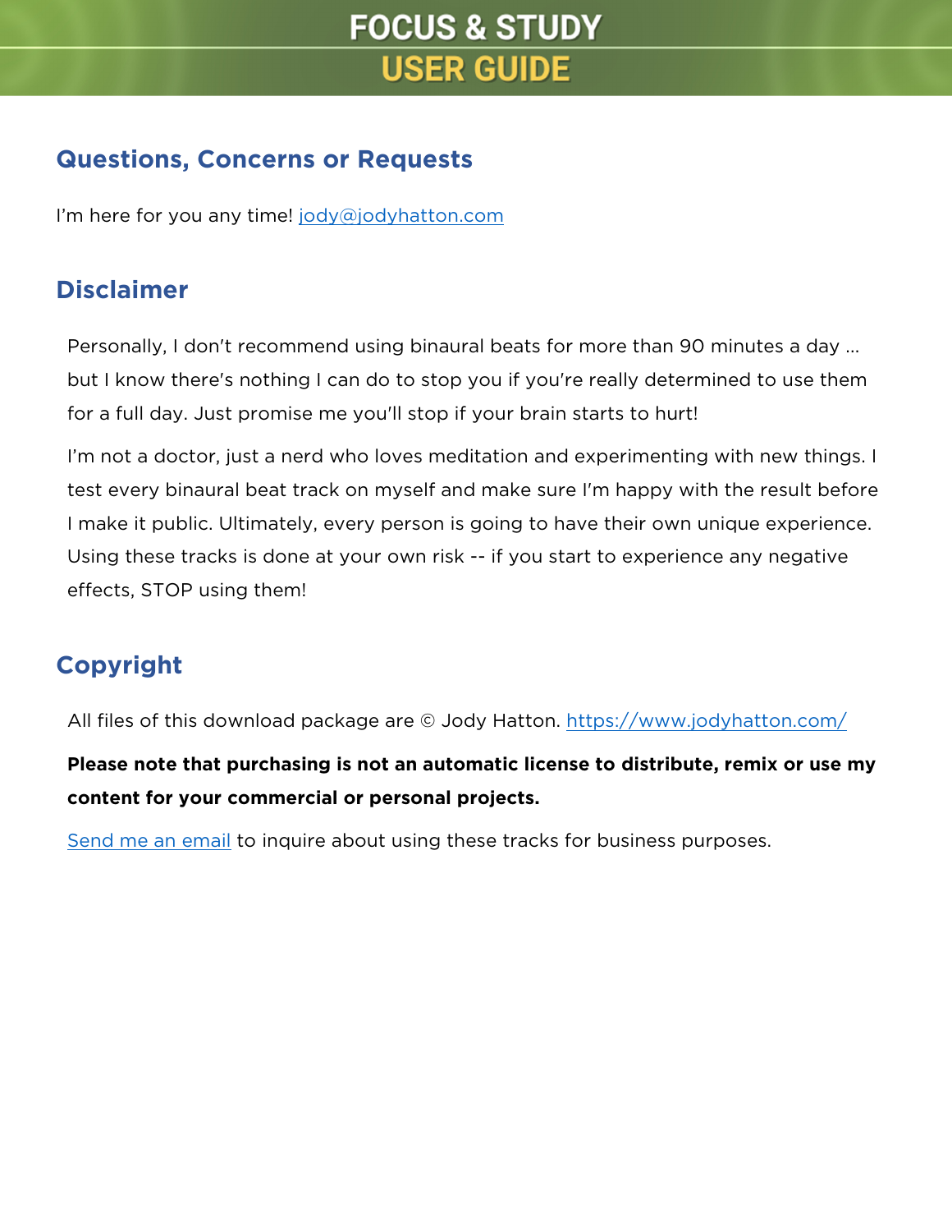# FOCUS & STUDY USER GUIDE

## Questions, Concerns or Requests

I'm here for you any time! [jody@jodyhatton.com](mailto:jody@jodyhatton.com)

## Disclaimer

Personally, I don't recommend using binaural beats for more than 90 minutes a day … but I know there's nothing I can do to stop you if you're really determined to use them for a full day. Just promise me you'll stop if your brain starts to hurt!

I'm not a doctor, just a nerd who loves meditation and experimenting with new things. I test every binaural beat track on myself and make sure I'm happy with the result before I make it public. Ultimately, every person is going to have their own unique experience. Using these tracks is done at your own risk -- if you start to experience any negative effects, STOP using them!

## Copyright

All files of this download package are © Jody Hatton. [https://www.jodyhatton.com/](https://www.jodyhatton.com/)

**Please note that purchasing is not an automatic license to distribute, remix or use my content for your commercial or personal projects.**

Send me an email to inquire about using these tracks for business purposes.